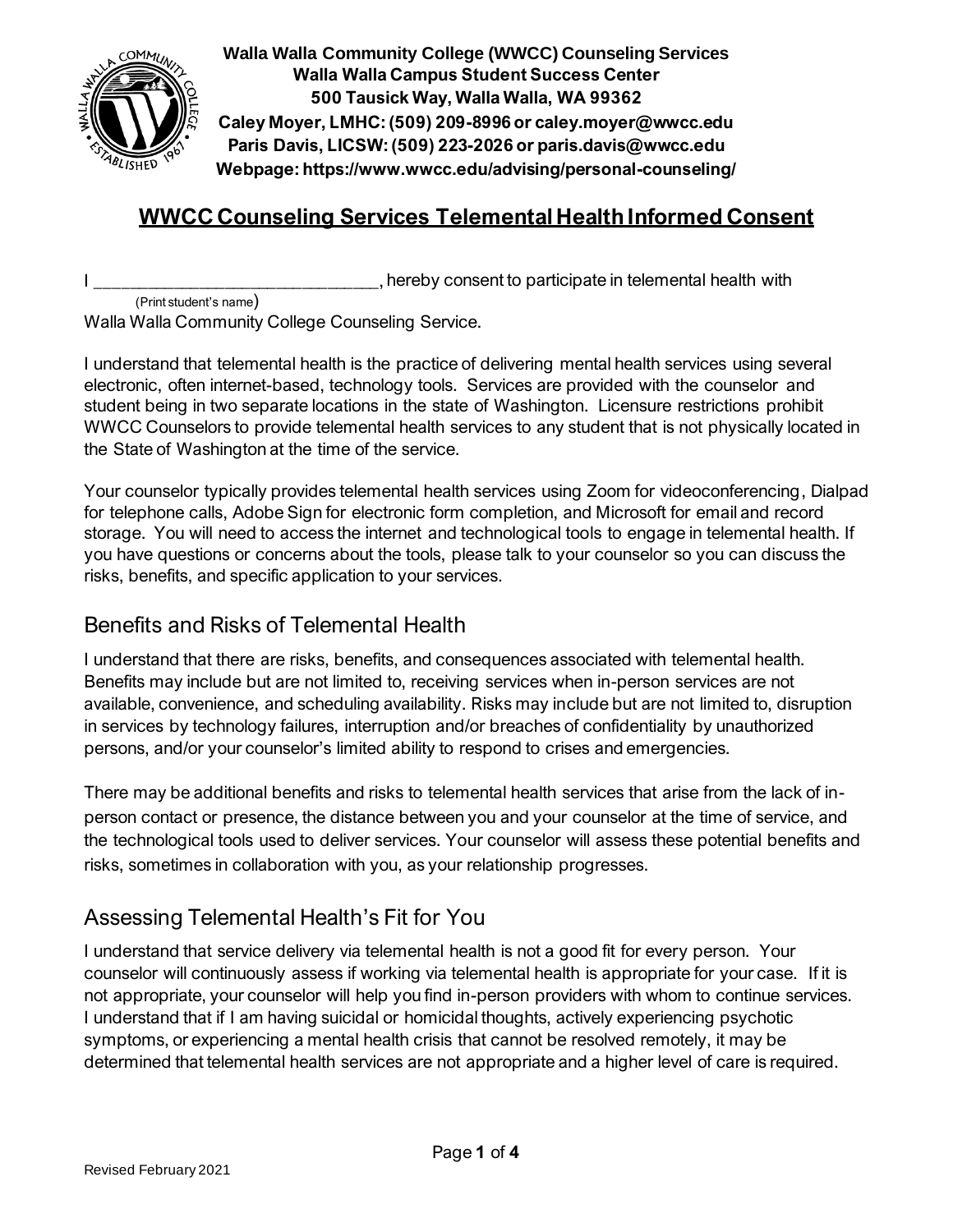**Walla Walla Community College (WWCC) Counseling Services**
**Walla Walla Campus Student Success Center**
**500 Tausick Way, Walla Walla, WA 99362**
**Caley Moyer, LMHC: (509) 209-8996 or caley.moyer@wwcc.edu**
**Paris Davis, LICSW: (509) 223-2026 or paris.davis@wwcc.edu**
**Webpage: https://www.wwcc.edu/advising/personal-counseling/**

# WWCC Counseling Services Telemental Health Informed Consent

I ______________________________, hereby consent to participate in telemental health with
(Print student's name)
Walla Walla Community College Counseling Service.

I understand that telemental health is the practice of delivering mental health services using several electronic, often internet-based, technology tools. Services are provided with the counselor and student being in two separate locations in the state of Washington. Licensure restrictions prohibit WWCC Counselors to provide telemental health services to any student that is not physically located in the State of Washington at the time of the service.

Your counselor typically provides telemental health services using Zoom for videoconferencing, Dialpad for telephone calls, Adobe Sign for electronic form completion, and Microsoft for email and record storage. You will need to access the internet and technological tools to engage in telemental health. If you have questions or concerns about the tools, please talk to your counselor so you can discuss the risks, benefits, and specific application to your services.

## Benefits and Risks of Telemental Health

I understand that there are risks, benefits, and consequences associated with telemental health. Benefits may include but are not limited to, receiving services when in-person services are not available, convenience, and scheduling availability. Risks may include but are not limited to, disruption in services by technology failures, interruption and/or breaches of confidentiality by unauthorized persons, and/or your counselor's limited ability to respond to crises and emergencies.

There may be additional benefits and risks to telemental health services that arise from the lack of in-person contact or presence, the distance between you and your counselor at the time of service, and the technological tools used to deliver services. Your counselor will assess these potential benefits and risks, sometimes in collaboration with you, as your relationship progresses.

## Assessing Telemental Health's Fit for You

I understand that service delivery via telemental health is not a good fit for every person. Your counselor will continuously assess if working via telemental health is appropriate for your case. If it is not appropriate, your counselor will help you find in-person providers with whom to continue services. I understand that if I am having suicidal or homicidal thoughts, actively experiencing psychotic symptoms, or experiencing a mental health crisis that cannot be resolved remotely, it may be determined that telemental health services are not appropriate and a higher level of care is required.

Revised February 2021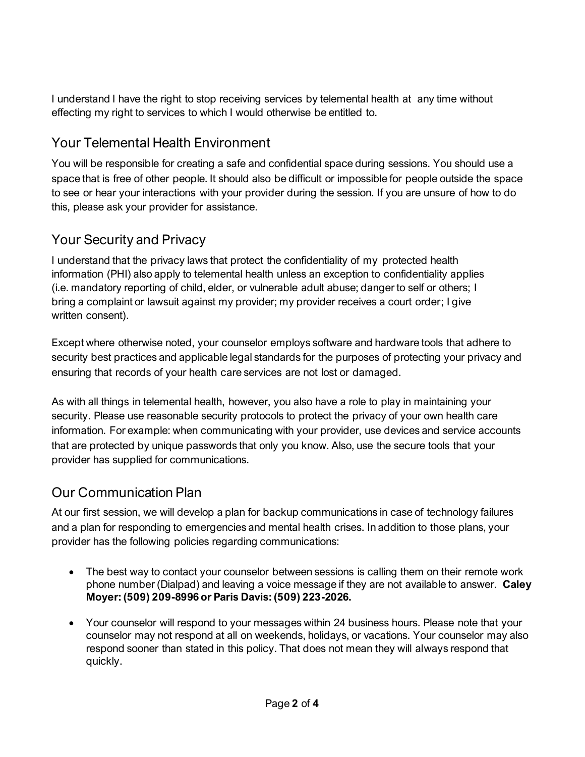I understand I have the right to stop receiving services by telemental health at any time without effecting my right to services to which I would otherwise be entitled to.

## Your Telemental Health Environment

You will be responsible for creating a safe and confidential space during sessions. You should use a space that is free of other people. It should also be difficult or impossible for people outside the space to see or hear your interactions with your provider during the session. If you are unsure of how to do this, please ask your provider for assistance.

## Your Security and Privacy

I understand that the privacy laws that protect the confidentiality of my protected health information (PHI) also apply to telemental health unless an exception to confidentiality applies (i.e. mandatory reporting of child, elder, or vulnerable adult abuse; danger to self or others; I bring a complaint or lawsuit against my provider; my provider receives a court order; I give written consent).

Except where otherwise noted, your counselor employs software and hardware tools that adhere to security best practices and applicable legal standards for the purposes of protecting your privacy and ensuring that records of your health care services are not lost or damaged.

As with all things in telemental health, however, you also have a role to play in maintaining your security. Please use reasonable security protocols to protect the privacy of your own health care information. For example: when communicating with your provider, use devices and service accounts that are protected by unique passwords that only you know. Also, use the secure tools that your provider has supplied for communications.

## Our Communication Plan

At our first session, we will develop a plan for backup communications in case of technology failures and a plan for responding to emergencies and mental health crises. In addition to those plans, your provider has the following policies regarding communications:

- The best way to contact your counselor between sessions is calling them on their remote work phone number (Dialpad) and leaving a voice message if they are not available to answer. **Caley Moyer: (509) 209-8996 or Paris Davis: (509) 223-2026.**
- Your counselor will respond to your messages within 24 business hours. Please note that your counselor may not respond at all on weekends, holidays, or vacations. Your counselor may also respond sooner than stated in this policy. That does not mean they will always respond that quickly.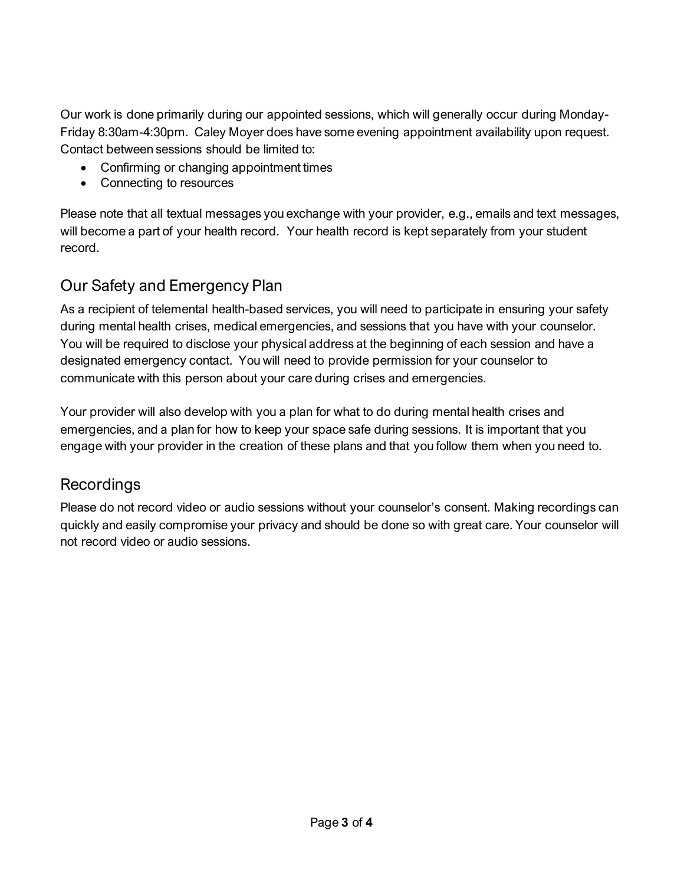Our work is done primarily during our appointed sessions, which will generally occur during Monday-Friday 8:30am-4:30pm. Caley Moyer does have some evening appointment availability upon request. Contact between sessions should be limited to:

- Confirming or changing appointment times
- Connecting to resources

Please note that all textual messages you exchange with your provider, e.g., emails and text messages, will become a part of your health record. Your health record is kept separately from your student record.

## Our Safety and Emergency Plan

As a recipient of telemental health-based services, you will need to participate in ensuring your safety during mental health crises, medical emergencies, and sessions that you have with your counselor. You will be required to disclose your physical address at the beginning of each session and have a designated emergency contact. You will need to provide permission for your counselor to communicate with this person about your care during crises and emergencies.

Your provider will also develop with you a plan for what to do during mental health crises and emergencies, and a plan for how to keep your space safe during sessions. It is important that you engage with your provider in the creation of these plans and that you follow them when you need to.

## Recordings

Please do not record video or audio sessions without your counselor's consent. Making recordings can quickly and easily compromise your privacy and should be done so with great care. Your counselor will not record video or audio sessions.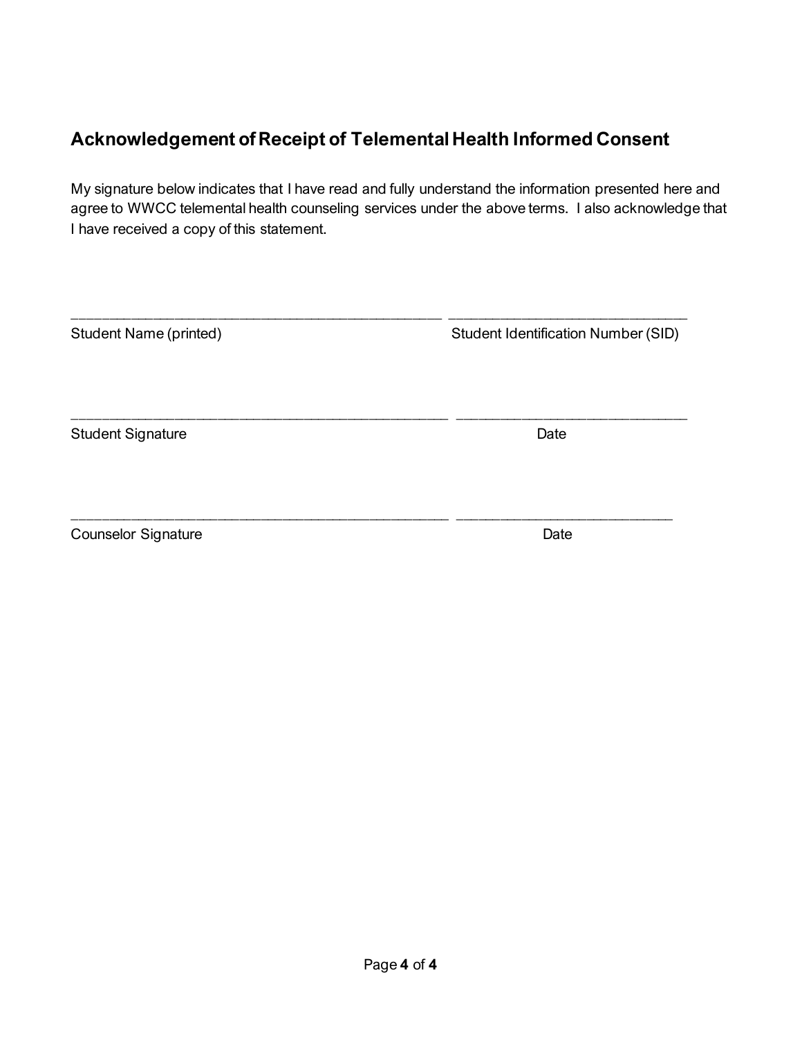## Acknowledgement of Receipt of Telemental Health Informed Consent

My signature below indicates that I have read and fully understand the information presented here and agree to WWCC telemental health counseling services under the above terms. I also acknowledge that I have received a copy of this statement.

_______________________________________________ ______________________________

Student Name (printed) Student Identification Number (SID)

_______________________________________________ ______________________________

Student Signature Date

_______________________________________________ ______________________________

Counselor Signature Date